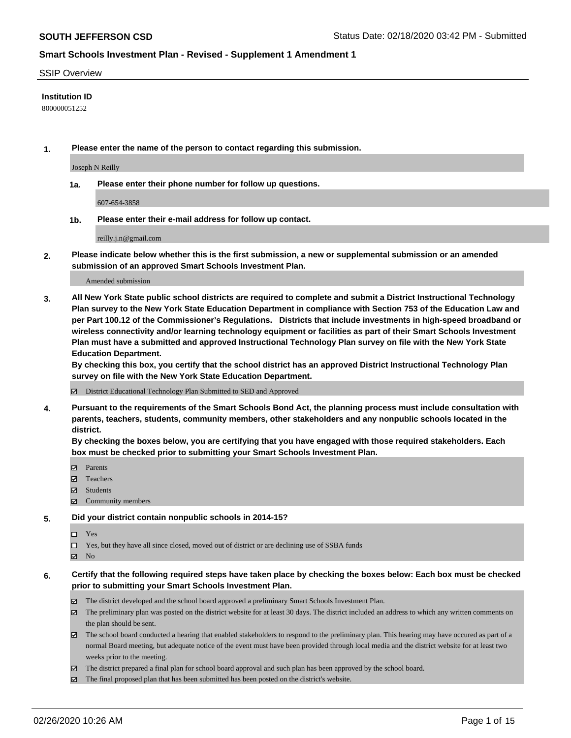**SOUTH JEFFERSON CSD** Status Date: 02/18/2020 03:42 PM - Submitted

**Smart Schools Investment Plan - Revised - Supplement 1 Amendment 1**

SSIP Overview

**Institution ID**

800000051252

**1. Please enter the name of the person to contact regarding this submission.**

Joseph N Reilly

**1a. Please enter their phone number for follow up questions.**

607-654-3858

**1b. Please enter their e-mail address for follow up contact.**

reilly.j.n@gmail.com

**2. Please indicate below whether this is the first submission, a new or supplemental submission or an amended submission of an approved Smart Schools Investment Plan.**

Amended submission

**3. All New York State public school districts are required to complete and submit a District Instructional Technology Plan survey to the New York State Education Department in compliance with Section 753 of the Education Law and per Part 100.12 of the Commissioner's Regulations. Districts that include investments in high-speed broadband or wireless connectivity and/or learning technology equipment or facilities as part of their Smart Schools Investment Plan must have a submitted and approved Instructional Technology Plan survey on file with the New York State Education Department.**
**By checking this box, you certify that the school district has an approved District Instructional Technology Plan survey on file with the New York State Education Department.**

- ☑ District Educational Technology Plan Submitted to SED and Approved

**4. Pursuant to the requirements of the Smart Schools Bond Act, the planning process must include consultation with parents, teachers, students, community members, other stakeholders and any nonpublic schools located in the district.**
**By checking the boxes below, you are certifying that you have engaged with those required stakeholders. Each box must be checked prior to submitting your Smart Schools Investment Plan.**

- ☑ Parents
- ☑ Teachers
- ☑ Students
- ☑ Community members

**5. Did your district contain nonpublic schools in 2014-15?**

- ☐ Yes
- ☐ Yes, but they have all since closed, moved out of district or are declining use of SSBA funds
- ☑ No

**6. Certify that the following required steps have taken place by checking the boxes below: Each box must be checked prior to submitting your Smart Schools Investment Plan.**

- ☑ The district developed and the school board approved a preliminary Smart Schools Investment Plan.
- ☑ The preliminary plan was posted on the district website for at least 30 days. The district included an address to which any written comments on the plan should be sent.
- ☑ The school board conducted a hearing that enabled stakeholders to respond to the preliminary plan. This hearing may have occured as part of a normal Board meeting, but adequate notice of the event must have been provided through local media and the district website for at least two weeks prior to the meeting.
- ☑ The district prepared a final plan for school board approval and such plan has been approved by the school board.
- ☑ The final proposed plan that has been submitted has been posted on the district's website.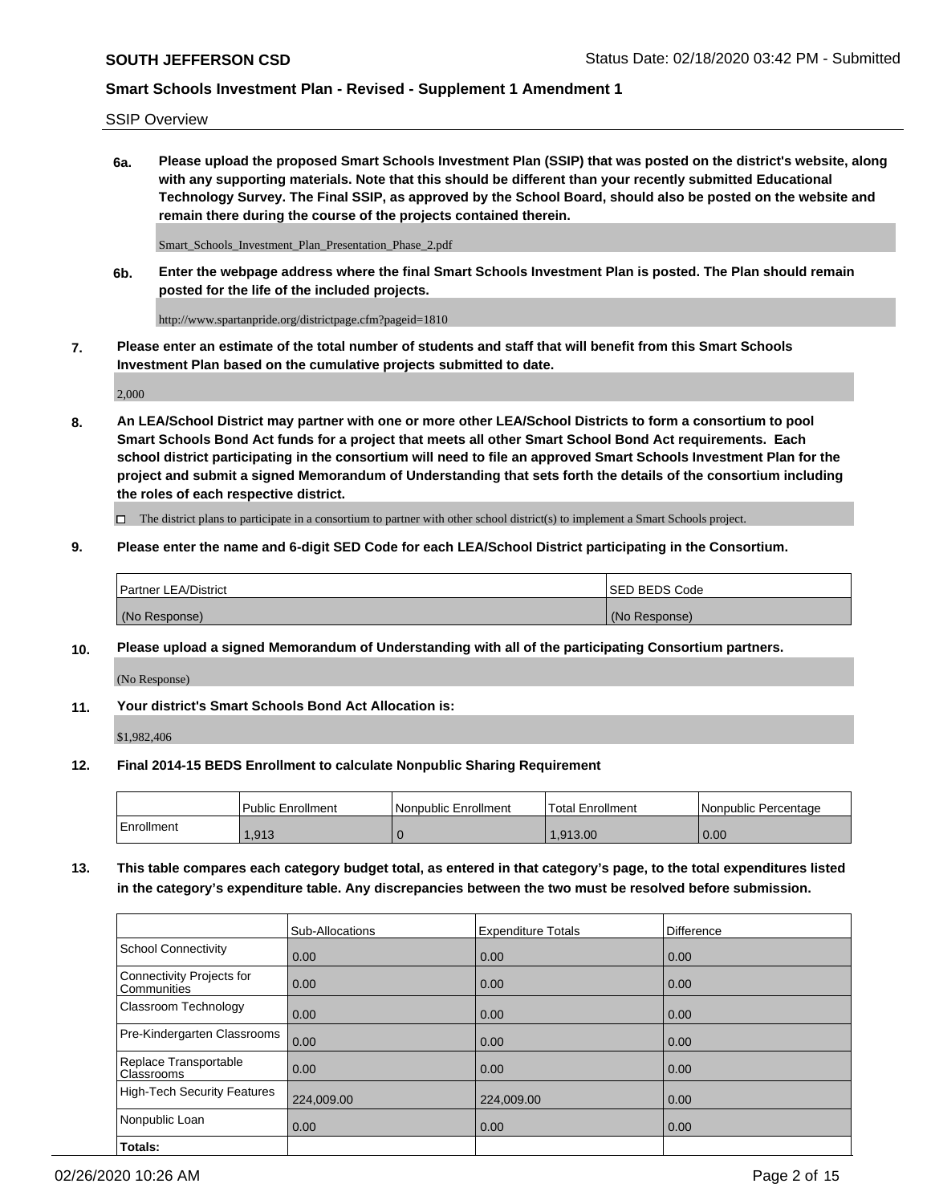SSIP Overview

**6a.** **Please upload the proposed Smart Schools Investment Plan (SSIP) that was posted on the district's website, along with any supporting materials. Note that this should be different than your recently submitted Educational Technology Survey. The Final SSIP, as approved by the School Board, should also be posted on the website and remain there during the course of the projects contained therein.**

Smart_Schools_Investment_Plan_Presentation_Phase_2.pdf

**6b.** **Enter the webpage address where the final Smart Schools Investment Plan is posted. The Plan should remain posted for the life of the included projects.**

http://www.spartanpride.org/districtpage.cfm?pageid=1810

**7.** **Please enter an estimate of the total number of students and staff that will benefit from this Smart Schools Investment Plan based on the cumulative projects submitted to date.**

2,000

**8.** **An LEA/School District may partner with one or more other LEA/School Districts to form a consortium to pool Smart Schools Bond Act funds for a project that meets all other Smart School Bond Act requirements. Each school district participating in the consortium will need to file an approved Smart Schools Investment Plan for the project and submit a signed Memorandum of Understanding that sets forth the details of the consortium including the roles of each respective district.**

☐ The district plans to participate in a consortium to partner with other school district(s) to implement a Smart Schools project.

**9.** **Please enter the name and 6-digit SED Code for each LEA/School District participating in the Consortium.**

| Partner LEA/District | SED BEDS Code |
|---|---|
| (No Response) | (No Response) |

**10.** **Please upload a signed Memorandum of Understanding with all of the participating Consortium partners.**

(No Response)

**11.** **Your district's Smart Schools Bond Act Allocation is:**

$1,982,406

**12.** **Final 2014-15 BEDS Enrollment to calculate Nonpublic Sharing Requirement**

| | Public Enrollment | Nonpublic Enrollment | Total Enrollment | Nonpublic Percentage |
|---|---|---|---|---|
| Enrollment | 1,913 | 0 | 1,913.00 | 0.00 |

**13.** **This table compares each category budget total, as entered in that category's page, to the total expenditures listed in the category's expenditure table. Any discrepancies between the two must be resolved before submission.**

| | Sub-Allocations | Expenditure Totals | Difference |
|---|---|---|---|
| School Connectivity | 0.00 | 0.00 | 0.00 |
| Connectivity Projects for Communities | 0.00 | 0.00 | 0.00 |
| Classroom Technology | 0.00 | 0.00 | 0.00 |
| Pre-Kindergarten Classrooms | 0.00 | 0.00 | 0.00 |
| Replace Transportable Classrooms | 0.00 | 0.00 | 0.00 |
| High-Tech Security Features | 224,009.00 | 224,009.00 | 0.00 |
| Nonpublic Loan | 0.00 | 0.00 | 0.00 |
| **Totals:** | | | |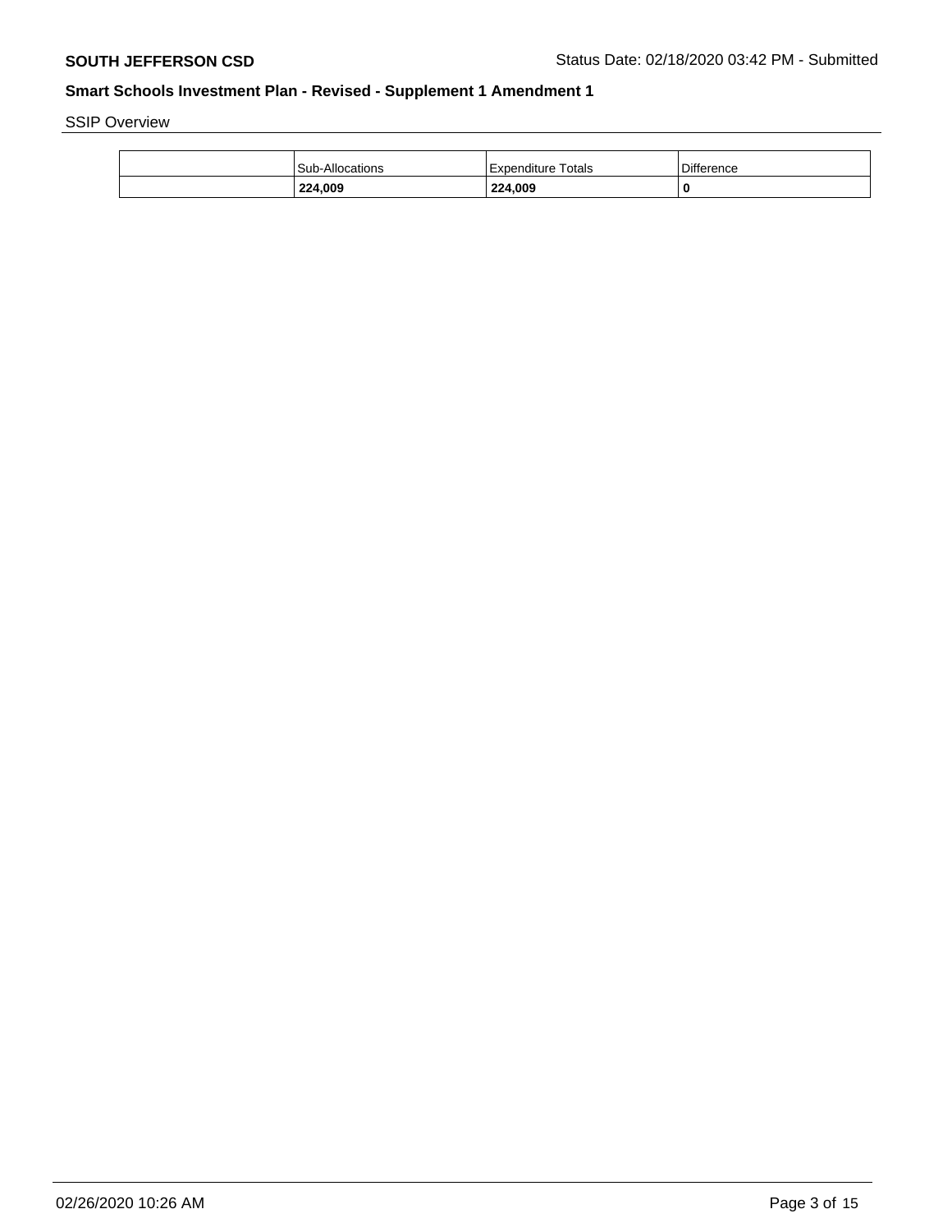SSIP Overview

| | Sub-Allocations | Expenditure Totals | Difference |
|---|---|---|---|
| | **224,009** | **224,009** | **0** |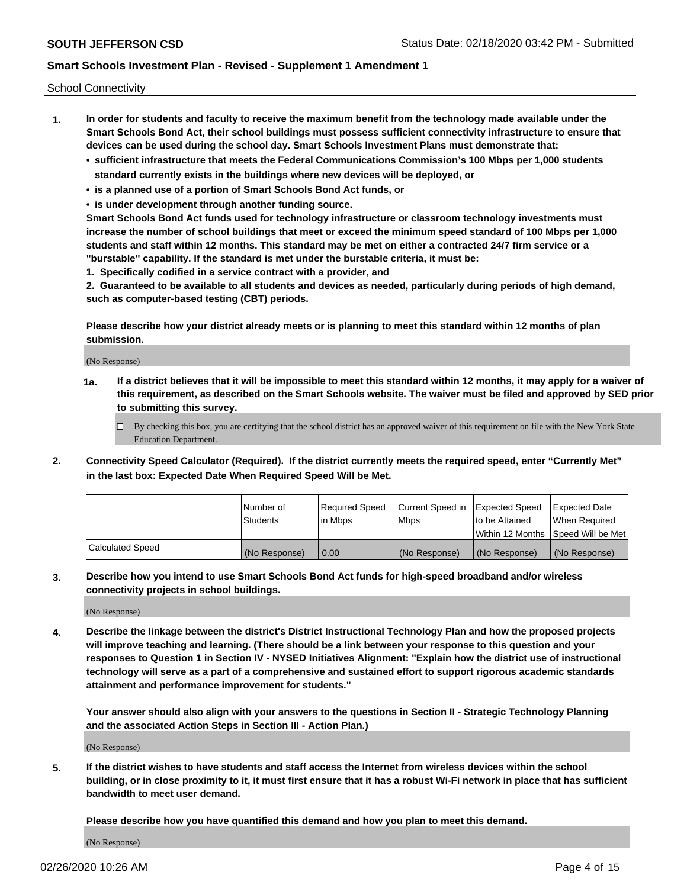School Connectivity

1. **In order for students and faculty to receive the maximum benefit from the technology made available under the Smart Schools Bond Act, their school buildings must possess sufficient connectivity infrastructure to ensure that devices can be used during the school day. Smart Schools Investment Plans must demonstrate that:**
   - **sufficient infrastructure that meets the Federal Communications Commission's 100 Mbps per 1,000 students standard currently exists in the buildings where new devices will be deployed, or**
   - **is a planned use of a portion of Smart Schools Bond Act funds, or**
   - **is under development through another funding source.**

   **Smart Schools Bond Act funds used for technology infrastructure or classroom technology investments must increase the number of school buildings that meet or exceed the minimum speed standard of 100 Mbps per 1,000 students and staff within 12 months. This standard may be met on either a contracted 24/7 firm service or a "burstable" capability. If the standard is met under the burstable criteria, it must be:**

   **1. Specifically codified in a service contract with a provider, and**

   **2. Guaranteed to be available to all students and devices as needed, particularly during periods of high demand, such as computer-based testing (CBT) periods.**

   **Please describe how your district already meets or is planning to meet this standard within 12 months of plan submission.**

   (No Response)

   **1a. If a district believes that it will be impossible to meet this standard within 12 months, it may apply for a waiver of this requirement, as described on the Smart Schools website. The waiver must be filed and approved by SED prior to submitting this survey.**

   ☐ By checking this box, you are certifying that the school district has an approved waiver of this requirement on file with the New York State Education Department.

2. **Connectivity Speed Calculator (Required). If the district currently meets the required speed, enter "Currently Met" in the last box: Expected Date When Required Speed Will be Met.**

| | Number of Students | Required Speed in Mbps | Current Speed in Mbps | Expected Speed to be Attained Within 12 Months | Expected Date When Required Speed Will be Met |
|---|---|---|---|---|---|
| Calculated Speed | (No Response) | 0.00 | (No Response) | (No Response) | (No Response) |

3. **Describe how you intend to use Smart Schools Bond Act funds for high-speed broadband and/or wireless connectivity projects in school buildings.**

   (No Response)

4. **Describe the linkage between the district's District Instructional Technology Plan and how the proposed projects will improve teaching and learning. (There should be a link between your response to this question and your responses to Question 1 in Section IV - NYSED Initiatives Alignment: "Explain how the district use of instructional technology will serve as a part of a comprehensive and sustained effort to support rigorous academic standards attainment and performance improvement for students."**

   **Your answer should also align with your answers to the questions in Section II - Strategic Technology Planning and the associated Action Steps in Section III - Action Plan.)**

   (No Response)

5. **If the district wishes to have students and staff access the Internet from wireless devices within the school building, or in close proximity to it, it must first ensure that it has a robust Wi-Fi network in place that has sufficient bandwidth to meet user demand.**

   **Please describe how you have quantified this demand and how you plan to meet this demand.**

   (No Response)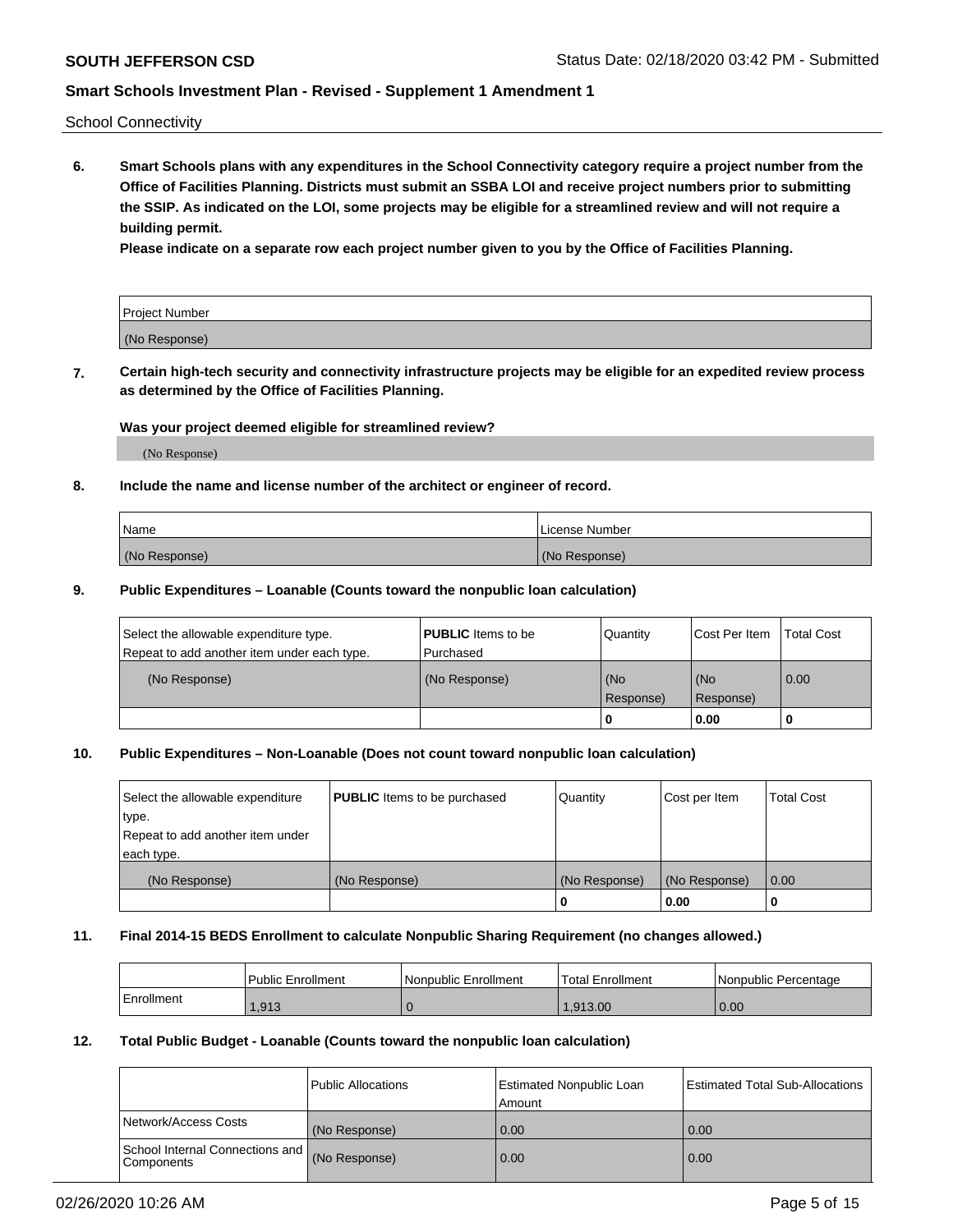School Connectivity

**6. Smart Schools plans with any expenditures in the School Connectivity category require a project number from the Office of Facilities Planning. Districts must submit an SSBA LOI and receive project numbers prior to submitting the SSIP. As indicated on the LOI, some projects may be eligible for a streamlined review and will not require a building permit.**

**Please indicate on a separate row each project number given to you by the Office of Facilities Planning.**

| Project Number |
| --- |
| (No Response) |

**7. Certain high-tech security and connectivity infrastructure projects may be eligible for an expedited review process as determined by the Office of Facilities Planning.**

**Was your project deemed eligible for streamlined review?**

(No Response)

**8. Include the name and license number of the architect or engineer of record.**

| Name | License Number |
| --- | --- |
| (No Response) | (No Response) |

**9. Public Expenditures – Loanable (Counts toward the nonpublic loan calculation)**

| Select the allowable expenditure type. Repeat to add another item under each type. | **PUBLIC** Items to be Purchased | Quantity | Cost Per Item | Total Cost |
| --- | --- | --- | --- | --- |
| (No Response) | (No Response) | (No Response) | (No Response) | 0.00 |
| | | 0 | 0.00 | 0 |

**10. Public Expenditures – Non-Loanable (Does not count toward nonpublic loan calculation)**

| Select the allowable expenditure type. Repeat to add another item under each type. | **PUBLIC** Items to be purchased | Quantity | Cost per Item | Total Cost |
| --- | --- | --- | --- | --- |
| (No Response) | (No Response) | (No Response) | (No Response) | 0.00 |
| | | 0 | 0.00 | 0 |

**11. Final 2014-15 BEDS Enrollment to calculate Nonpublic Sharing Requirement (no changes allowed.)**

| | Public Enrollment | Nonpublic Enrollment | Total Enrollment | Nonpublic Percentage |
| --- | --- | --- | --- | --- |
| Enrollment | 1,913 | 0 | 1,913.00 | 0.00 |

**12. Total Public Budget - Loanable (Counts toward the nonpublic loan calculation)**

| | Public Allocations | Estimated Nonpublic Loan Amount | Estimated Total Sub-Allocations |
| --- | --- | --- | --- |
| Network/Access Costs | (No Response) | 0.00 | 0.00 |
| School Internal Connections and Components | (No Response) | 0.00 | 0.00 |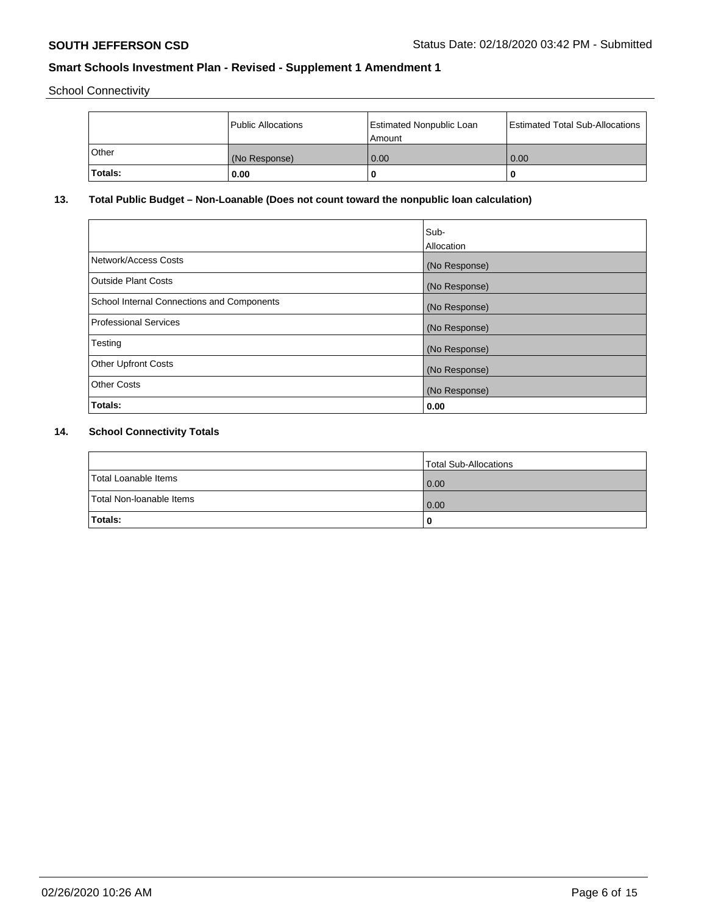School Connectivity

|  | Public Allocations | Estimated Nonpublic Loan Amount | Estimated Total Sub-Allocations |
| --- | --- | --- | --- |
| Other | (No Response) | 0.00 | 0.00 |
| **Totals:** | **0.00** | **0** | **0** |

## 13. Total Public Budget – Non-Loanable (Does not count toward the nonpublic loan calculation)

|  | Sub-Allocation |
| --- | --- |
| Network/Access Costs | (No Response) |
| Outside Plant Costs | (No Response) |
| School Internal Connections and Components | (No Response) |
| Professional Services | (No Response) |
| Testing | (No Response) |
| Other Upfront Costs | (No Response) |
| Other Costs | (No Response) |
| **Totals:** | **0.00** |

## 14. School Connectivity Totals

|  | Total Sub-Allocations |
| --- | --- |
| Total Loanable Items | 0.00 |
| Total Non-loanable Items | 0.00 |
| **Totals:** | **0** |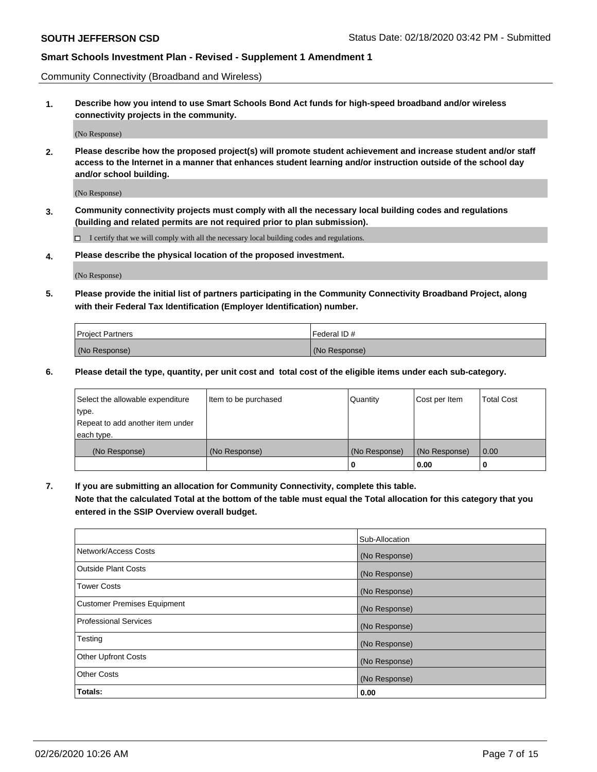Community Connectivity (Broadband and Wireless)

**1. Describe how you intend to use Smart Schools Bond Act funds for high-speed broadband and/or wireless connectivity projects in the community.**

(No Response)

**2. Please describe how the proposed project(s) will promote student achievement and increase student and/or staff access to the Internet in a manner that enhances student learning and/or instruction outside of the school day and/or school building.**

(No Response)

**3. Community connectivity projects must comply with all the necessary local building codes and regulations (building and related permits are not required prior to plan submission).**

☐ I certify that we will comply with all the necessary local building codes and regulations.

**4. Please describe the physical location of the proposed investment.**

(No Response)

**5. Please provide the initial list of partners participating in the Community Connectivity Broadband Project, along with their Federal Tax Identification (Employer Identification) number.**

| Project Partners | Federal ID # |
|---|---|
| (No Response) | (No Response) |

**6. Please detail the type, quantity, per unit cost and total cost of the eligible items under each sub-category.**

| Select the allowable expenditure type. Repeat to add another item under each type. | Item to be purchased | Quantity | Cost per Item | Total Cost |
|---|---|---|---|---|
| (No Response) | (No Response) | (No Response) | (No Response) | 0.00 |
| | | 0 | 0.00 | 0 |

**7. If you are submitting an allocation for Community Connectivity, complete this table. Note that the calculated Total at the bottom of the table must equal the Total allocation for this category that you entered in the SSIP Overview overall budget.**

| | Sub-Allocation |
|---|---|
| Network/Access Costs | (No Response) |
| Outside Plant Costs | (No Response) |
| Tower Costs | (No Response) |
| Customer Premises Equipment | (No Response) |
| Professional Services | (No Response) |
| Testing | (No Response) |
| Other Upfront Costs | (No Response) |
| Other Costs | (No Response) |
| **Totals:** | **0.00** |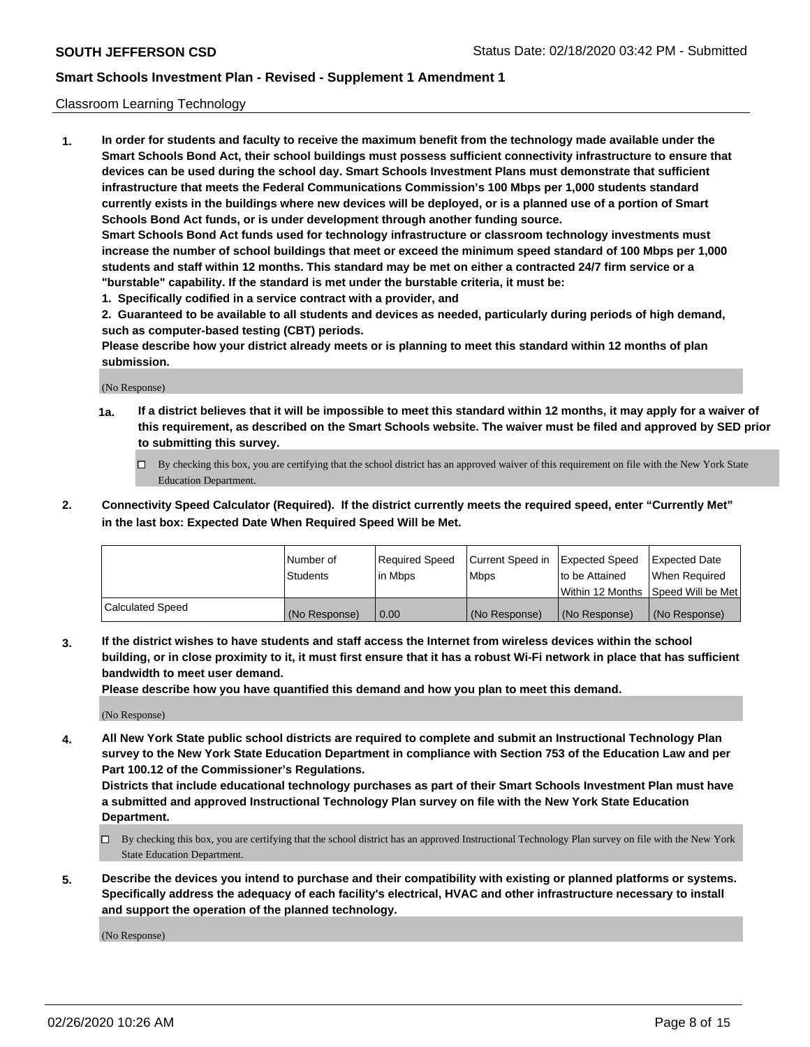Classroom Learning Technology

1. **In order for students and faculty to receive the maximum benefit from the technology made available under the Smart Schools Bond Act, their school buildings must possess sufficient connectivity infrastructure to ensure that devices can be used during the school day. Smart Schools Investment Plans must demonstrate that sufficient infrastructure that meets the Federal Communications Commission's 100 Mbps per 1,000 students standard currently exists in the buildings where new devices will be deployed, or is a planned use of a portion of Smart Schools Bond Act funds, or is under development through another funding source.**
   **Smart Schools Bond Act funds used for technology infrastructure or classroom technology investments must increase the number of school buildings that meet or exceed the minimum speed standard of 100 Mbps per 1,000 students and staff within 12 months. This standard may be met on either a contracted 24/7 firm service or a "burstable" capability. If the standard is met under the burstable criteria, it must be:**
   **1. Specifically codified in a service contract with a provider, and**
   **2. Guaranteed to be available to all students and devices as needed, particularly during periods of high demand, such as computer-based testing (CBT) periods.**
   **Please describe how your district already meets or is planning to meet this standard within 12 months of plan submission.**

   (No Response)

   **1a. If a district believes that it will be impossible to meet this standard within 12 months, it may apply for a waiver of this requirement, as described on the Smart Schools website. The waiver must be filed and approved by SED prior to submitting this survey.**

   ☐ By checking this box, you are certifying that the school district has an approved waiver of this requirement on file with the New York State Education Department.

2. **Connectivity Speed Calculator (Required). If the district currently meets the required speed, enter "Currently Met" in the last box: Expected Date When Required Speed Will be Met.**

| | Number of Students | Required Speed in Mbps | Current Speed in Mbps | Expected Speed to be Attained Within 12 Months | Expected Date When Required Speed Will be Met |
|---|---|---|---|---|---|
| Calculated Speed | (No Response) | 0.00 | (No Response) | (No Response) | (No Response) |

3. **If the district wishes to have students and staff access the Internet from wireless devices within the school building, or in close proximity to it, it must first ensure that it has a robust Wi-Fi network in place that has sufficient bandwidth to meet user demand.**
   **Please describe how you have quantified this demand and how you plan to meet this demand.**

   (No Response)

4. **All New York State public school districts are required to complete and submit an Instructional Technology Plan survey to the New York State Education Department in compliance with Section 753 of the Education Law and per Part 100.12 of the Commissioner's Regulations.**
   **Districts that include educational technology purchases as part of their Smart Schools Investment Plan must have a submitted and approved Instructional Technology Plan survey on file with the New York State Education Department.**

   ☐ By checking this box, you are certifying that the school district has an approved Instructional Technology Plan survey on file with the New York State Education Department.

5. **Describe the devices you intend to purchase and their compatibility with existing or planned platforms or systems. Specifically address the adequacy of each facility's electrical, HVAC and other infrastructure necessary to install and support the operation of the planned technology.**

   (No Response)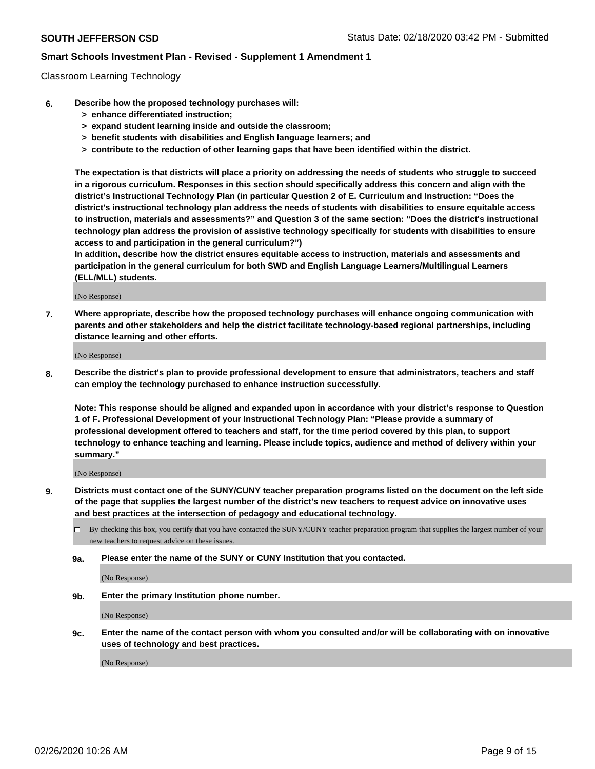Classroom Learning Technology

**6. Describe how the proposed technology purchases will:**
- **> enhance differentiated instruction;**
- **> expand student learning inside and outside the classroom;**
- **> benefit students with disabilities and English language learners; and**
- **> contribute to the reduction of other learning gaps that have been identified within the district.**

**The expectation is that districts will place a priority on addressing the needs of students who struggle to succeed in a rigorous curriculum. Responses in this section should specifically address this concern and align with the district's Instructional Technology Plan (in particular Question 2 of E. Curriculum and Instruction: "Does the district's instructional technology plan address the needs of students with disabilities to ensure equitable access to instruction, materials and assessments?" and Question 3 of the same section: "Does the district's instructional technology plan address the provision of assistive technology specifically for students with disabilities to ensure access to and participation in the general curriculum?")**

**In addition, describe how the district ensures equitable access to instruction, materials and assessments and participation in the general curriculum for both SWD and English Language Learners/Multilingual Learners (ELL/MLL) students.**

(No Response)

**7. Where appropriate, describe how the proposed technology purchases will enhance ongoing communication with parents and other stakeholders and help the district facilitate technology-based regional partnerships, including distance learning and other efforts.**

(No Response)

**8. Describe the district's plan to provide professional development to ensure that administrators, teachers and staff can employ the technology purchased to enhance instruction successfully.**

**Note: This response should be aligned and expanded upon in accordance with your district's response to Question 1 of F. Professional Development of your Instructional Technology Plan: "Please provide a summary of professional development offered to teachers and staff, for the time period covered by this plan, to support technology to enhance teaching and learning. Please include topics, audience and method of delivery within your summary."**

(No Response)

**9. Districts must contact one of the SUNY/CUNY teacher preparation programs listed on the document on the left side of the page that supplies the largest number of the district's new teachers to request advice on innovative uses and best practices at the intersection of pedagogy and educational technology.**

☐ By checking this box, you certify that you have contacted the SUNY/CUNY teacher preparation program that supplies the largest number of your new teachers to request advice on these issues.

**9a. Please enter the name of the SUNY or CUNY Institution that you contacted.**

(No Response)

**9b. Enter the primary Institution phone number.**

(No Response)

**9c. Enter the name of the contact person with whom you consulted and/or will be collaborating with on innovative uses of technology and best practices.**

(No Response)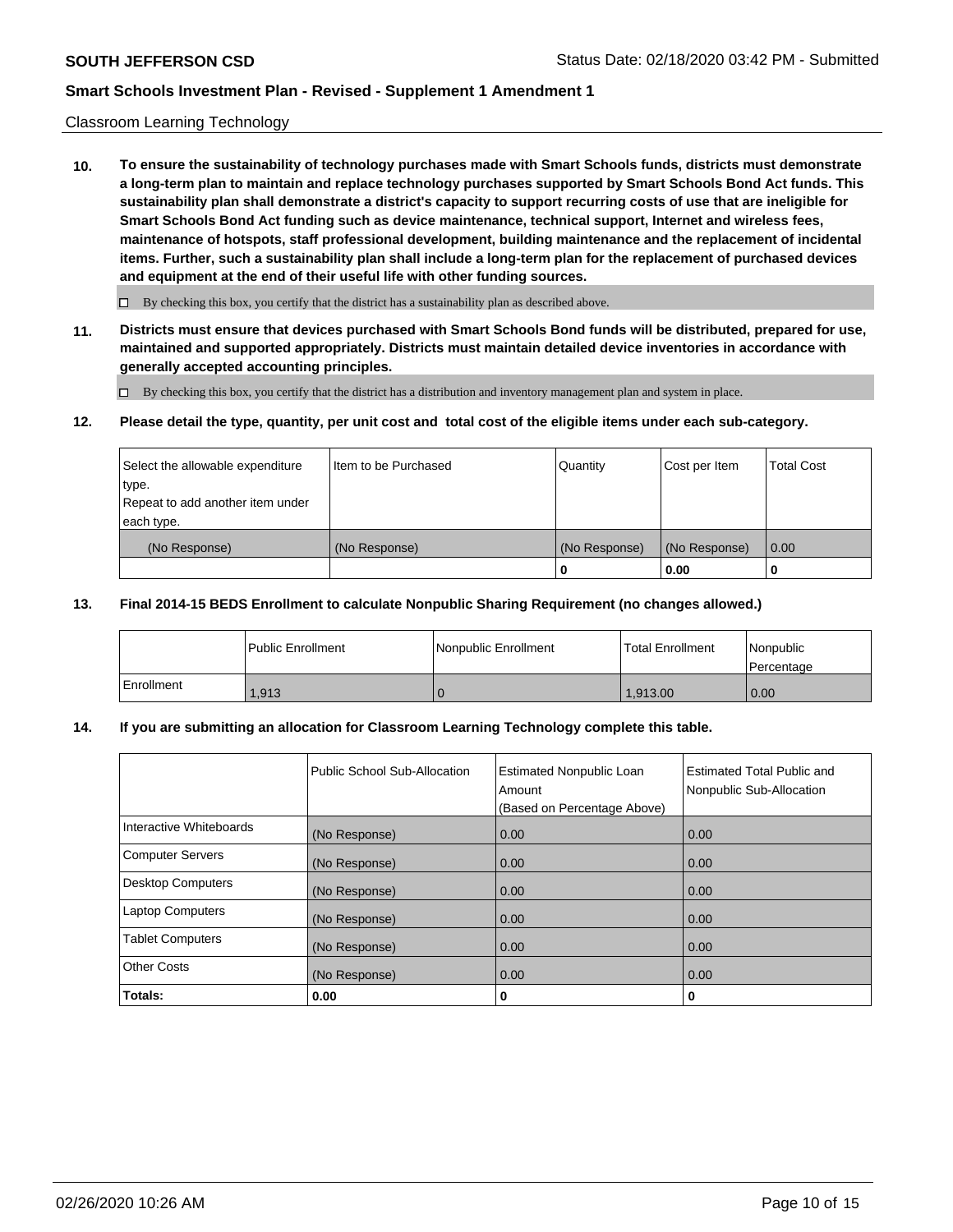Classroom Learning Technology

**10. To ensure the sustainability of technology purchases made with Smart Schools funds, districts must demonstrate a long-term plan to maintain and replace technology purchases supported by Smart Schools Bond Act funds. This sustainability plan shall demonstrate a district's capacity to support recurring costs of use that are ineligible for Smart Schools Bond Act funding such as device maintenance, technical support, Internet and wireless fees, maintenance of hotspots, staff professional development, building maintenance and the replacement of incidental items. Further, such a sustainability plan shall include a long-term plan for the replacement of purchased devices and equipment at the end of their useful life with other funding sources.**

☐ By checking this box, you certify that the district has a sustainability plan as described above.

**11. Districts must ensure that devices purchased with Smart Schools Bond funds will be distributed, prepared for use, maintained and supported appropriately. Districts must maintain detailed device inventories in accordance with generally accepted accounting principles.**

☐ By checking this box, you certify that the district has a distribution and inventory management plan and system in place.

**12. Please detail the type, quantity, per unit cost and total cost of the eligible items under each sub-category.**

| Select the allowable expenditure type. Repeat to add another item under each type. | Item to be Purchased | Quantity | Cost per Item | Total Cost |
|---|---|---|---|---|
| (No Response) | (No Response) | (No Response) | (No Response) | 0.00 |
| | | **0** | **0.00** | **0** |

**13. Final 2014-15 BEDS Enrollment to calculate Nonpublic Sharing Requirement (no changes allowed.)**

| | Public Enrollment | Nonpublic Enrollment | Total Enrollment | Nonpublic Percentage |
|---|---|---|---|---|
| Enrollment | 1,913 | 0 | 1,913.00 | 0.00 |

**14. If you are submitting an allocation for Classroom Learning Technology complete this table.**

| | Public School Sub-Allocation | Estimated Nonpublic Loan Amount (Based on Percentage Above) | Estimated Total Public and Nonpublic Sub-Allocation |
|---|---|---|---|
| Interactive Whiteboards | (No Response) | 0.00 | 0.00 |
| Computer Servers | (No Response) | 0.00 | 0.00 |
| Desktop Computers | (No Response) | 0.00 | 0.00 |
| Laptop Computers | (No Response) | 0.00 | 0.00 |
| Tablet Computers | (No Response) | 0.00 | 0.00 |
| Other Costs | (No Response) | 0.00 | 0.00 |
| **Totals:** | **0.00** | **0** | **0** |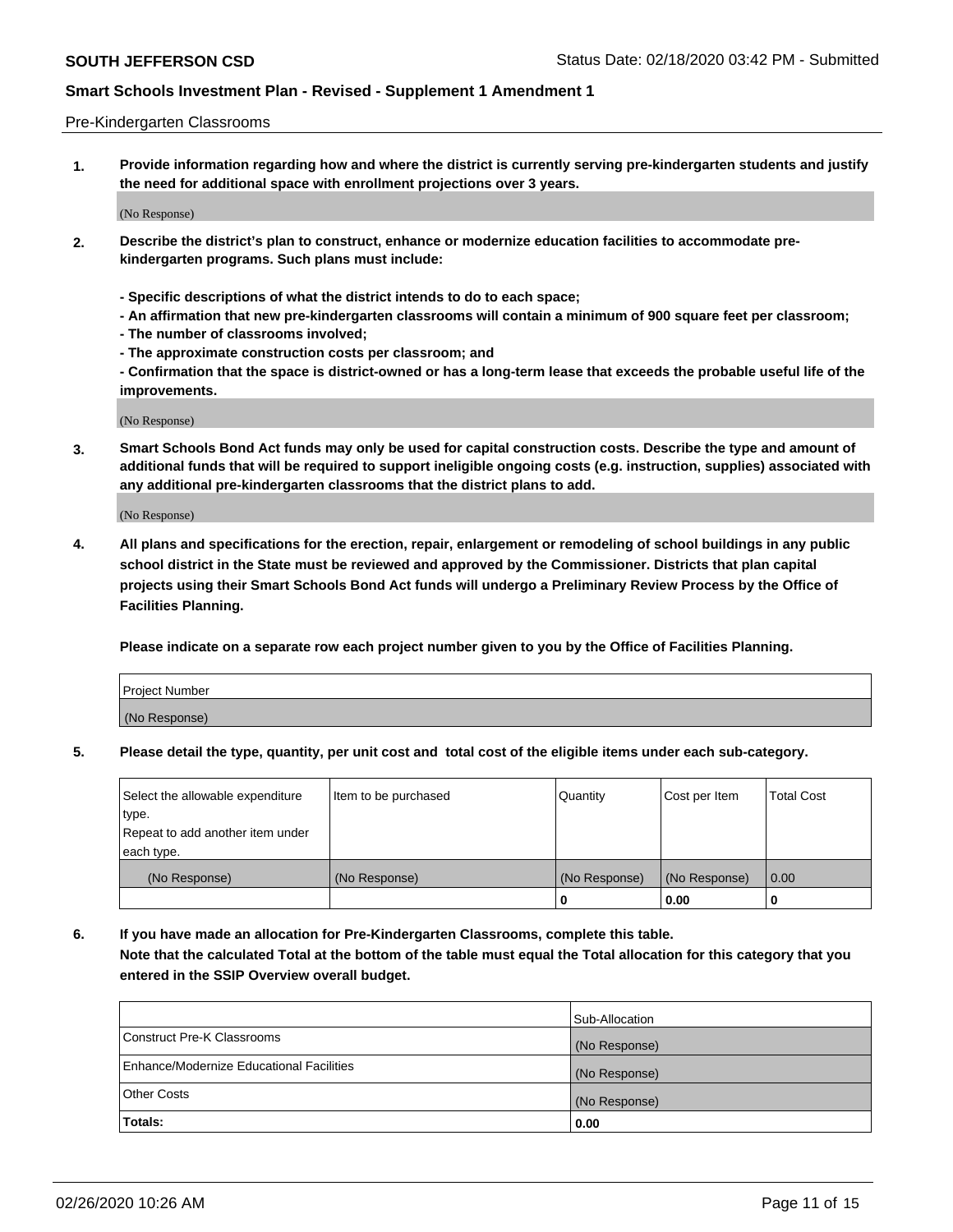Pre-Kindergarten Classrooms

**1. Provide information regarding how and where the district is currently serving pre-kindergarten students and justify the need for additional space with enrollment projections over 3 years.**

(No Response)

**2. Describe the district's plan to construct, enhance or modernize education facilities to accommodate pre-kindergarten programs. Such plans must include:**

**- Specific descriptions of what the district intends to do to each space;**
**- An affirmation that new pre-kindergarten classrooms will contain a minimum of 900 square feet per classroom;**
**- The number of classrooms involved;**
**- The approximate construction costs per classroom; and**
**- Confirmation that the space is district-owned or has a long-term lease that exceeds the probable useful life of the improvements.**

(No Response)

**3. Smart Schools Bond Act funds may only be used for capital construction costs. Describe the type and amount of additional funds that will be required to support ineligible ongoing costs (e.g. instruction, supplies) associated with any additional pre-kindergarten classrooms that the district plans to add.**

(No Response)

**4. All plans and specifications for the erection, repair, enlargement or remodeling of school buildings in any public school district in the State must be reviewed and approved by the Commissioner. Districts that plan capital projects using their Smart Schools Bond Act funds will undergo a Preliminary Review Process by the Office of Facilities Planning.**

**Please indicate on a separate row each project number given to you by the Office of Facilities Planning.**

| Project Number |
| --- |
| (No Response) |

**5. Please detail the type, quantity, per unit cost and total cost of the eligible items under each sub-category.**

| Select the allowable expenditure type. Repeat to add another item under each type. | Item to be purchased | Quantity | Cost per Item | Total Cost |
| --- | --- | --- | --- | --- |
| (No Response) | (No Response) | (No Response) | (No Response) | 0.00 |
| | | 0 | 0.00 | 0 |

**6. If you have made an allocation for Pre-Kindergarten Classrooms, complete this table. Note that the calculated Total at the bottom of the table must equal the Total allocation for this category that you entered in the SSIP Overview overall budget.**

| | Sub-Allocation |
| --- | --- |
| Construct Pre-K Classrooms | (No Response) |
| Enhance/Modernize Educational Facilities | (No Response) |
| Other Costs | (No Response) |
| **Totals:** | **0.00** |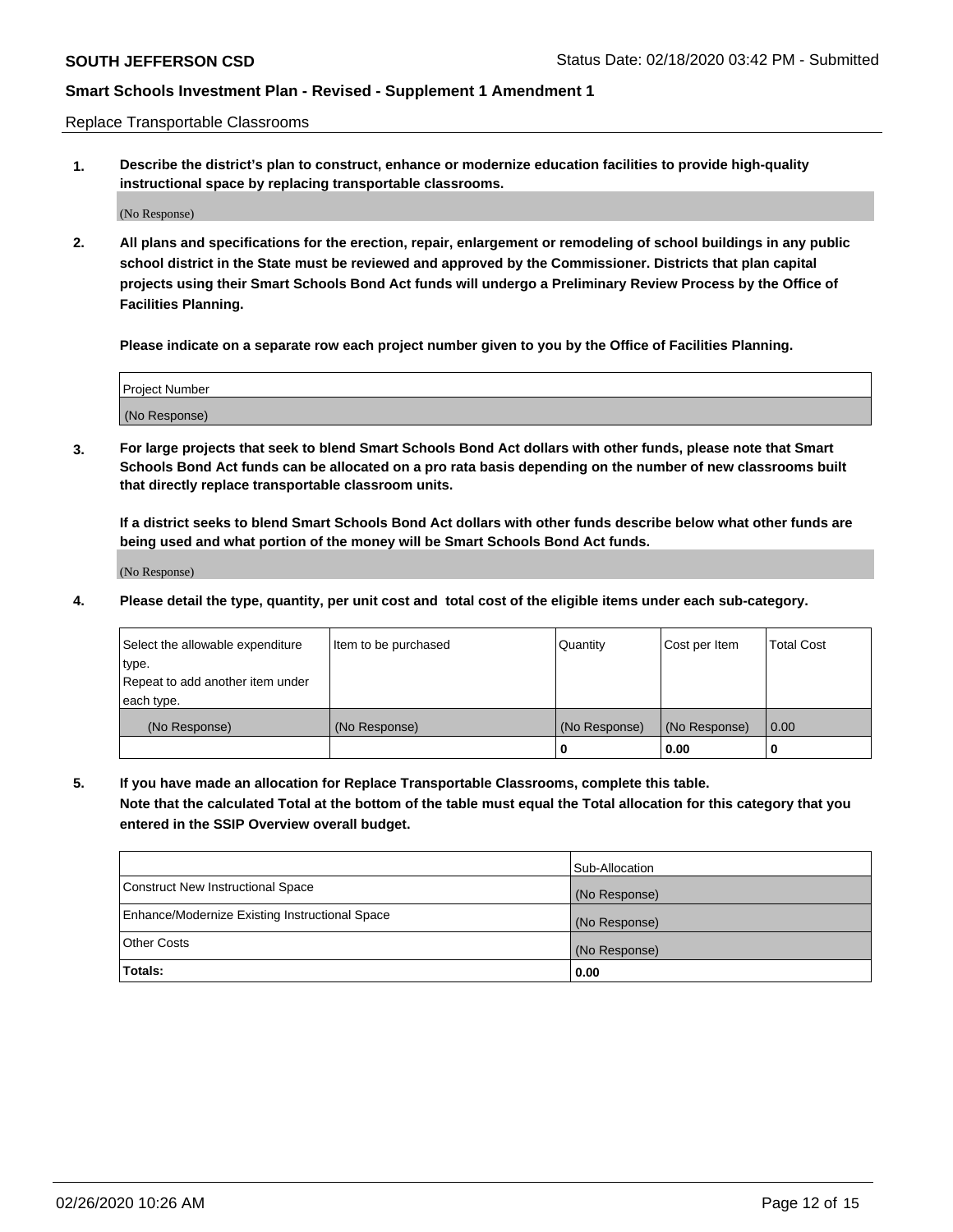Replace Transportable Classrooms

**1. Describe the district's plan to construct, enhance or modernize education facilities to provide high-quality instructional space by replacing transportable classrooms.**

(No Response)

**2. All plans and specifications for the erection, repair, enlargement or remodeling of school buildings in any public school district in the State must be reviewed and approved by the Commissioner. Districts that plan capital projects using their Smart Schools Bond Act funds will undergo a Preliminary Review Process by the Office of Facilities Planning.**

**Please indicate on a separate row each project number given to you by the Office of Facilities Planning.**

| Project Number |
| --- |
| (No Response) |

**3. For large projects that seek to blend Smart Schools Bond Act dollars with other funds, please note that Smart Schools Bond Act funds can be allocated on a pro rata basis depending on the number of new classrooms built that directly replace transportable classroom units.**

**If a district seeks to blend Smart Schools Bond Act dollars with other funds describe below what other funds are being used and what portion of the money will be Smart Schools Bond Act funds.**

(No Response)

**4. Please detail the type, quantity, per unit cost and total cost of the eligible items under each sub-category.**

| Select the allowable expenditure type. Repeat to add another item under each type. | Item to be purchased | Quantity | Cost per Item | Total Cost |
| --- | --- | --- | --- | --- |
| (No Response) | (No Response) | (No Response) | (No Response) | 0.00 |
| | | 0 | 0.00 | 0 |

**5. If you have made an allocation for Replace Transportable Classrooms, complete this table. Note that the calculated Total at the bottom of the table must equal the Total allocation for this category that you entered in the SSIP Overview overall budget.**

| | Sub-Allocation |
| --- | --- |
| Construct New Instructional Space | (No Response) |
| Enhance/Modernize Existing Instructional Space | (No Response) |
| Other Costs | (No Response) |
| **Totals:** | **0.00** |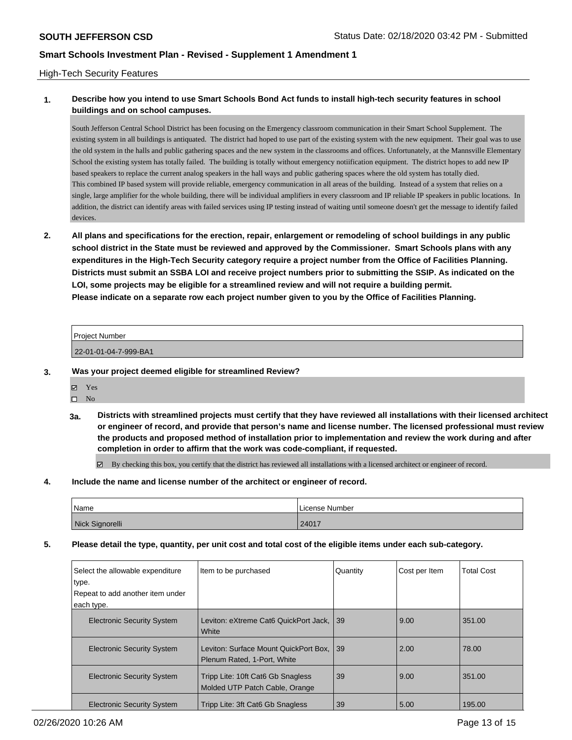High-Tech Security Features

**1. Describe how you intend to use Smart Schools Bond Act funds to install high-tech security features in school buildings and on school campuses.**

South Jefferson Central School District has been focusing on the Emergency classroom communication in their Smart School Supplement. The existing system in all buildings is antiquated. The district had hoped to use part of the existing system with the new equipment. Their goal was to use the old system in the halls and public gathering spaces and the new system in the classrooms and offices. Unfortunately, at the Mannsville Elementary School the existing system has totally failed. The building is totally without emergency notiification equipment. The district hopes to add new IP based speakers to replace the current analog speakers in the hall ways and public gathering spaces where the old system has totally died.
This combined IP based system will provide reliable, emergency communication in all areas of the building. Instead of a system that relies on a single, large amplifier for the whole building, there will be individual amplifiers in every classroom and IP reliable IP speakers in public locations. In addition, the district can identify areas with failed services using IP testing instead of waiting until someone doesn't get the message to identify failed devices.

**2. All plans and specifications for the erection, repair, enlargement or remodeling of school buildings in any public school district in the State must be reviewed and approved by the Commissioner. Smart Schools plans with any expenditures in the High-Tech Security category require a project number from the Office of Facilities Planning. Districts must submit an SSBA LOI and receive project numbers prior to submitting the SSIP. As indicated on the LOI, some projects may be eligible for a streamlined review and will not require a building permit.
Please indicate on a separate row each project number given to you by the Office of Facilities Planning.**

| Project Number |
|---|
| 22-01-01-04-7-999-BA1 |

**3. Was your project deemed eligible for streamlined Review?**

- ☑ Yes
- ☐ No

**3a. Districts with streamlined projects must certify that they have reviewed all installations with their licensed architect or engineer of record, and provide that person's name and license number. The licensed professional must review the products and proposed method of installation prior to implementation and review the work during and after completion in order to affirm that the work was code-compliant, if requested.**

☑ By checking this box, you certify that the district has reviewed all installations with a licensed architect or engineer of record.

**4. Include the name and license number of the architect or engineer of record.**

| Name | License Number |
|---|---|
| Nick Signorelli | 24017 |

**5. Please detail the type, quantity, per unit cost and total cost of the eligible items under each sub-category.**

| Select the allowable expenditure type. Repeat to add another item under each type. | Item to be purchased | Quantity | Cost per Item | Total Cost |
|---|---|---|---|---|
| Electronic Security System | Leviton: eXtreme Cat6 QuickPort Jack, White | 39 | 9.00 | 351.00 |
| Electronic Security System | Leviton: Surface Mount QuickPort Box, Plenum Rated, 1-Port, White | 39 | 2.00 | 78.00 |
| Electronic Security System | Tripp Lite: 10ft Cat6 Gb Snagless Molded UTP Patch Cable, Orange | 39 | 9.00 | 351.00 |
| Electronic Security System | Tripp Lite: 3ft Cat6 Gb Snagless | 39 | 5.00 | 195.00 |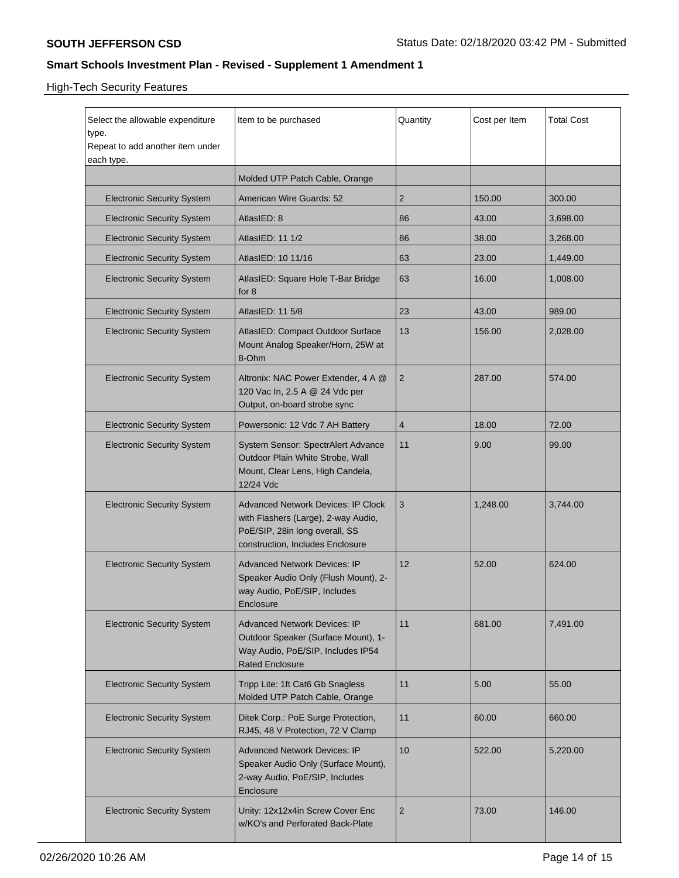## High-Tech Security Features

| Select the allowable expenditure type. Repeat to add another item under each type. | Item to be purchased | Quantity | Cost per Item | Total Cost |
|---|---|---|---|---|
| | Molded UTP Patch Cable, Orange | | | |
| Electronic Security System | American Wire Guards: 52 | 2 | 150.00 | 300.00 |
| Electronic Security System | AtlasIED: 8 | 86 | 43.00 | 3,698.00 |
| Electronic Security System | AtlasIED: 11 1/2 | 86 | 38.00 | 3,268.00 |
| Electronic Security System | AtlasIED: 10 11/16 | 63 | 23.00 | 1,449.00 |
| Electronic Security System | AtlasIED: Square Hole T-Bar Bridge for 8 | 63 | 16.00 | 1,008.00 |
| Electronic Security System | AtlasIED: 11 5/8 | 23 | 43.00 | 989.00 |
| Electronic Security System | AtlasIED: Compact Outdoor Surface Mount Analog Speaker/Horn, 25W at 8-Ohm | 13 | 156.00 | 2,028.00 |
| Electronic Security System | Altronix: NAC Power Extender, 4 A @ 120 Vac In, 2.5 A @ 24 Vdc per Output, on-board strobe sync | 2 | 287.00 | 574.00 |
| Electronic Security System | Powersonic: 12 Vdc 7 AH Battery | 4 | 18.00 | 72.00 |
| Electronic Security System | System Sensor: SpectrAlert Advance Outdoor Plain White Strobe, Wall Mount, Clear Lens, High Candela, 12/24 Vdc | 11 | 9.00 | 99.00 |
| Electronic Security System | Advanced Network Devices: IP Clock with Flashers (Large), 2-way Audio, PoE/SIP, 28in long overall, SS construction, Includes Enclosure | 3 | 1,248.00 | 3,744.00 |
| Electronic Security System | Advanced Network Devices: IP Speaker Audio Only (Flush Mount), 2-way Audio, PoE/SIP, Includes Enclosure | 12 | 52.00 | 624.00 |
| Electronic Security System | Advanced Network Devices: IP Outdoor Speaker (Surface Mount), 1-Way Audio, PoE/SIP, Includes IP54 Rated Enclosure | 11 | 681.00 | 7,491.00 |
| Electronic Security System | Tripp Lite: 1ft Cat6 Gb Snagless Molded UTP Patch Cable, Orange | 11 | 5.00 | 55.00 |
| Electronic Security System | Ditek Corp.: PoE Surge Protection, RJ45, 48 V Protection, 72 V Clamp | 11 | 60.00 | 660.00 |
| Electronic Security System | Advanced Network Devices: IP Speaker Audio Only (Surface Mount), 2-way Audio, PoE/SIP, Includes Enclosure | 10 | 522.00 | 5,220.00 |
| Electronic Security System | Unity: 12x12x4in Screw Cover Enc w/KO's and Perforated Back-Plate | 2 | 73.00 | 146.00 |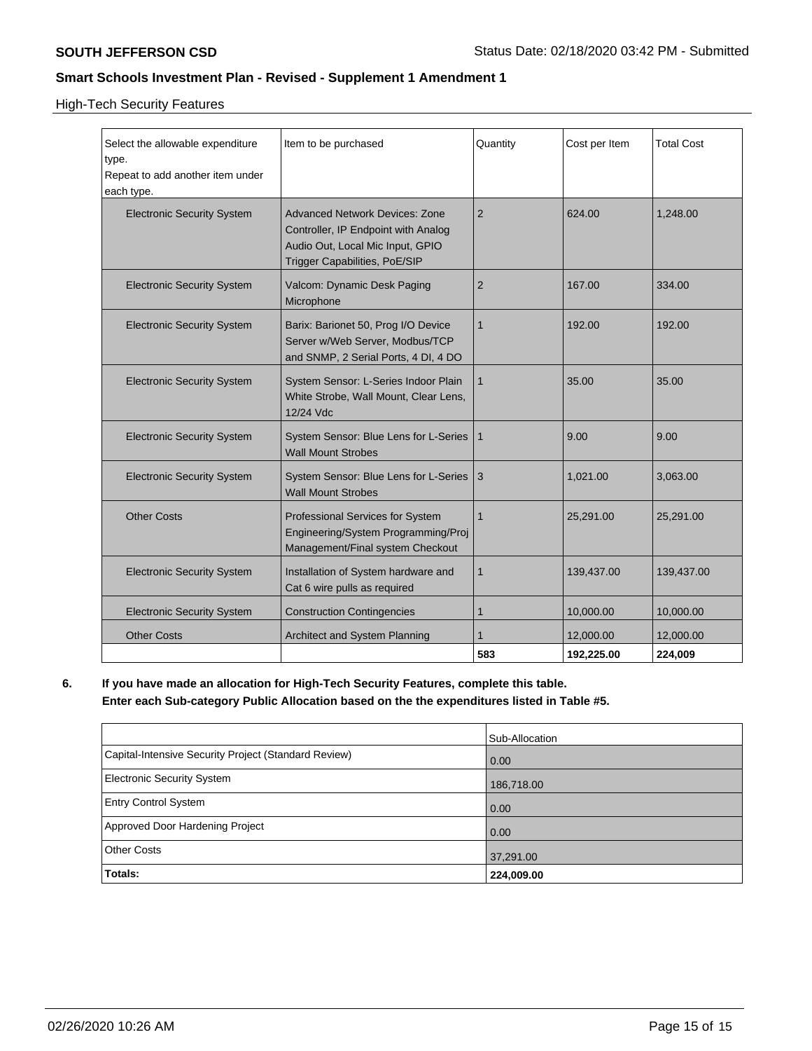High-Tech Security Features

| Select the allowable expenditure type.<br>Repeat to add another item under each type. | Item to be purchased | Quantity | Cost per Item | Total Cost |
| --- | --- | --- | --- | --- |
| Electronic Security System | Advanced Network Devices: Zone Controller, IP Endpoint with Analog Audio Out, Local Mic Input, GPIO Trigger Capabilities, PoE/SIP | 2 | 624.00 | 1,248.00 |
| Electronic Security System | Valcom: Dynamic Desk Paging Microphone | 2 | 167.00 | 334.00 |
| Electronic Security System | Barix: Barionet 50, Prog I/O Device Server w/Web Server, Modbus/TCP and SNMP, 2 Serial Ports, 4 DI, 4 DO | 1 | 192.00 | 192.00 |
| Electronic Security System | System Sensor: L-Series Indoor Plain White Strobe, Wall Mount, Clear Lens, 12/24 Vdc | 1 | 35.00 | 35.00 |
| Electronic Security System | System Sensor: Blue Lens for L-Series Wall Mount Strobes | 1 | 9.00 | 9.00 |
| Electronic Security System | System Sensor: Blue Lens for L-Series Wall Mount Strobes | 3 | 1,021.00 | 3,063.00 |
| Other Costs | Professional Services for System Engineering/System Programming/Proj Management/Final system Checkout | 1 | 25,291.00 | 25,291.00 |
| Electronic Security System | Installation of System hardware and Cat 6 wire pulls as required | 1 | 139,437.00 | 139,437.00 |
| Electronic Security System | Construction Contingencies | 1 | 10,000.00 | 10,000.00 |
| Other Costs | Architect and System Planning | 1 | 12,000.00 | 12,000.00 |
| | | **583** | **192,225.00** | **224,009** |

**6. If you have made an allocation for High-Tech Security Features, complete this table. Enter each Sub-category Public Allocation based on the the expenditures listed in Table #5.**

| | Sub-Allocation |
| --- | --- |
| Capital-Intensive Security Project (Standard Review) | 0.00 |
| Electronic Security System | 186,718.00 |
| Entry Control System | 0.00 |
| Approved Door Hardening Project | 0.00 |
| Other Costs | 37,291.00 |
| **Totals:** | **224,009.00** |